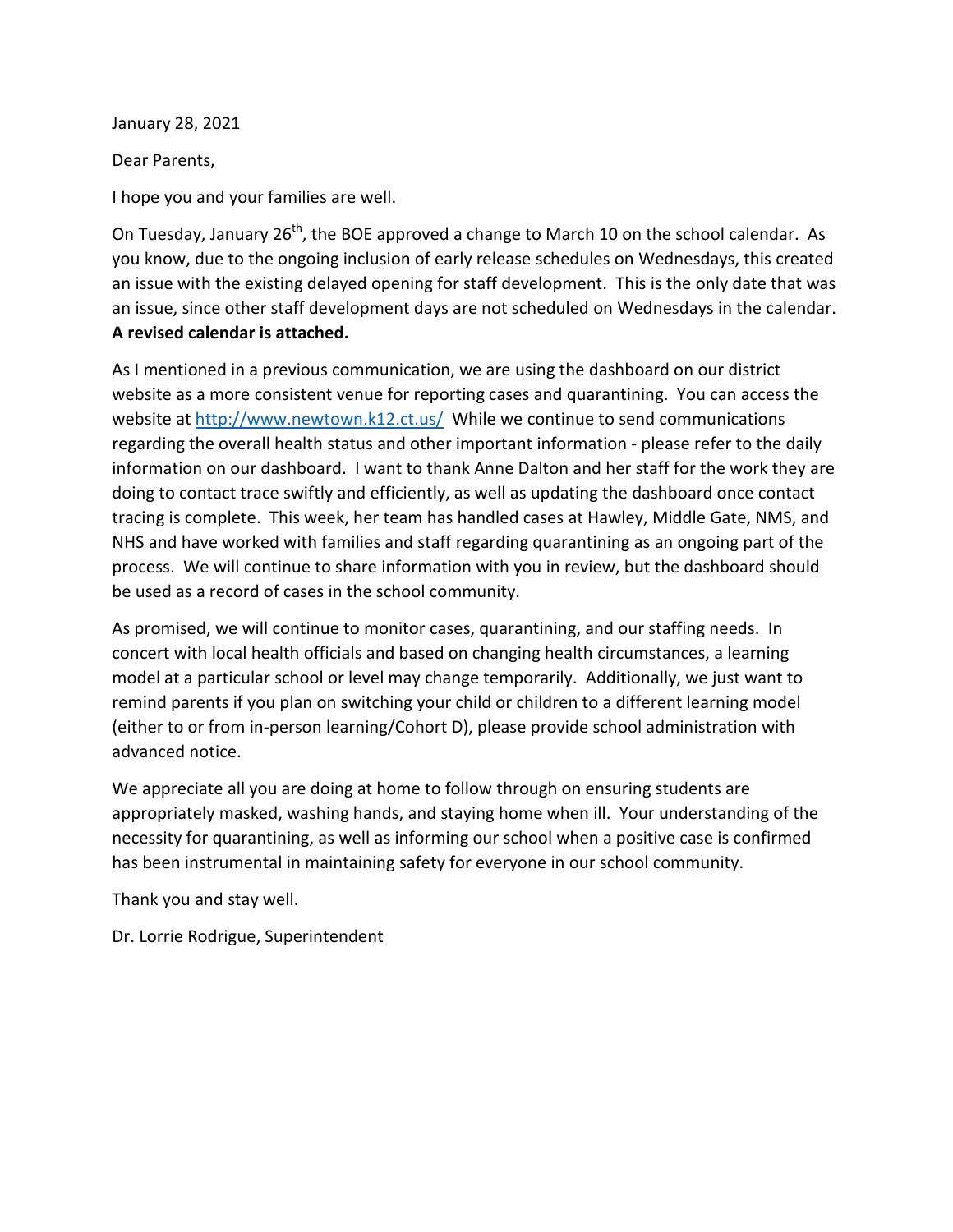January 28, 2021

Dear Parents,

I hope you and your families are well.

On Tuesday, January 26th, the BOE approved a change to March 10 on the school calendar. As you know, due to the ongoing inclusion of early release schedules on Wednesdays, this created an issue with the existing delayed opening for staff development. This is the only date that was an issue, since other staff development days are not scheduled on Wednesdays in the calendar. **A revised calendar is attached.**

As I mentioned in a previous communication, we are using the dashboard on our district website as a more consistent venue for reporting cases and quarantining. You can access the website at [http://www.newtown.k12.ct.us/](http://www.newtown.k12.ct.us/) While we continue to send communications regarding the overall health status and other important information - please refer to the daily information on our dashboard. I want to thank Anne Dalton and her staff for the work they are doing to contact trace swiftly and efficiently, as well as updating the dashboard once contact tracing is complete. This week, her team has handled cases at Hawley, Middle Gate, NMS, and NHS and have worked with families and staff regarding quarantining as an ongoing part of the process. We will continue to share information with you in review, but the dashboard should be used as a record of cases in the school community.

As promised, we will continue to monitor cases, quarantining, and our staffing needs. In concert with local health officials and based on changing health circumstances, a learning model at a particular school or level may change temporarily. Additionally, we just want to remind parents if you plan on switching your child or children to a different learning model (either to or from in-person learning/Cohort D), please provide school administration with advanced notice.

We appreciate all you are doing at home to follow through on ensuring students are appropriately masked, washing hands, and staying home when ill. Your understanding of the necessity for quarantining, as well as informing our school when a positive case is confirmed has been instrumental in maintaining safety for everyone in our school community.

Thank you and stay well.

Dr. Lorrie Rodrigue, Superintendent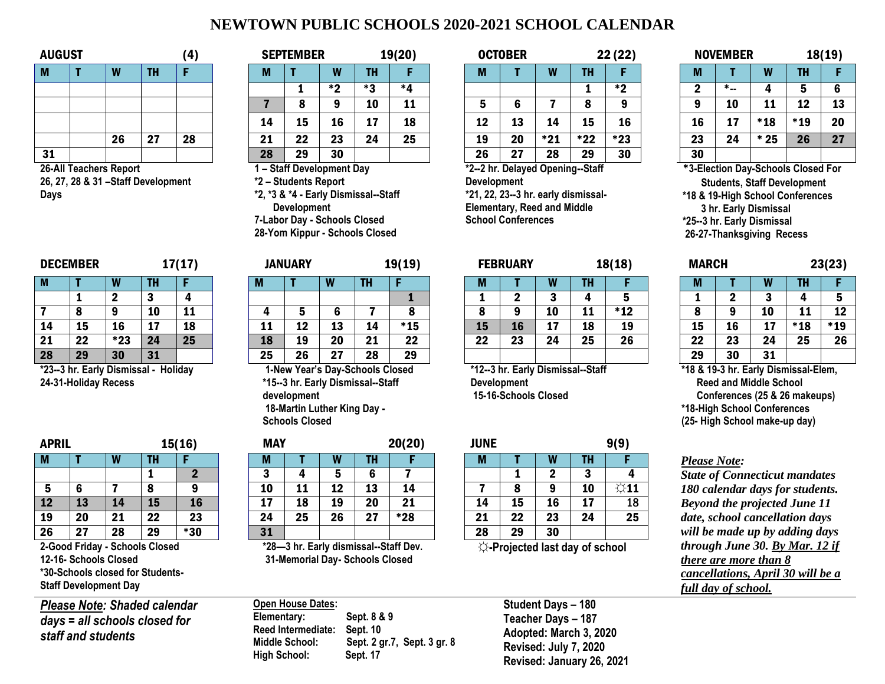# NEWTOWN PUBLIC SCHOOLS 2020-2021 SCHOOL CALENDAR

## AUGUST (4)

| M | T | W | TH | F |
|---|---|---|---|---|
| | | | | |
| | | | | |
| | | | | |
| | | 26 | 27 | 28 |
| 31 | | | | |

26-All Teachers Report
26, 27, 28 & 31 –Staff Development Days

## SEPTEMBER 19(20)

| M | T | W | TH | F |
|---|---|---|---|---|
| | 1 | *2 | *3 | *4 |
| 7 | 8 | 9 | 10 | 11 |
| 14 | 15 | 16 | 17 | 18 |
| 21 | 22 | 23 | 24 | 25 |
| 28 | 29 | 30 | | |

1 – Staff Development Day
*2 – Students Report
*2, *3 & *4 - Early Dismissal--Staff Development
7-Labor Day - Schools Closed
28-Yom Kippur - Schools Closed

## OCTOBER 22 (22)

| M | T | W | TH | F |
|---|---|---|---|---|
| | | | 1 | *2 |
| 5 | 6 | 7 | 8 | 9 |
| 12 | 13 | 14 | 15 | 16 |
| 19 | 20 | *21 | *22 | *23 |
| 26 | 27 | 28 | 29 | 30 |

*2--2 hr. Delayed Opening--Staff Development
*21, 22, 23--3 hr. early dismissal-Elementary, Reed and Middle School Conferences

## NOVEMBER 18(19)

| M | T | W | TH | F |
|---|---|---|---|---|
| 2 | *-- | 4 | 5 | 6 |
| 9 | 10 | 11 | 12 | 13 |
| 16 | 17 | *18 | *19 | 20 |
| 23 | 24 | * 25 | 26 | 27 |
| 30 | | | | |

*3-Election Day-Schools Closed For Students, Staff Development
*18 & 19-High School Conferences 3 hr. Early Dismissal
*25--3 hr. Early Dismissal
26-27-Thanksgiving Recess

## DECEMBER 17(17)

| M | T | W | TH | F |
|---|---|---|---|---|
| | 1 | 2 | 3 | 4 |
| 7 | 8 | 9 | 10 | 11 |
| 14 | 15 | 16 | 17 | 18 |
| 21 | 22 | *23 | 24 | 25 |
| 28 | 29 | 30 | 31 | |

*23--3 hr. Early Dismissal - Holiday
24-31-Holiday Recess

## JANUARY 19(19)

| M | T | W | TH | F |
|---|---|---|---|---|
| | | | | 1 |
| 4 | 5 | 6 | 7 | 8 |
| 11 | 12 | 13 | 14 | *15 |
| 18 | 19 | 20 | 21 | 22 |
| 25 | 26 | 27 | 28 | 29 |

1-New Year's Day-Schools Closed
*15--3 hr. Early Dismissal--Staff development
18-Martin Luther King Day - Schools Closed

## FEBRUARY 18(18)

| M | T | W | TH | F |
|---|---|---|---|---|
| 1 | 2 | 3 | 4 | 5 |
| 8 | 9 | 10 | 11 | *12 |
| 15 | 16 | 17 | 18 | 19 |
| 22 | 23 | 24 | 25 | 26 |
| | | | | |

*12--3 hr. Early Dismissal--Staff Development
15-16-Schools Closed

## MARCH 23(23)

| M | T | W | TH | F |
|---|---|---|---|---|
| 1 | 2 | 3 | 4 | 5 |
| 8 | 9 | 10 | 11 | 12 |
| 15 | 16 | 17 | *18 | *19 |
| 22 | 23 | 24 | 25 | 26 |
| 29 | 30 | 31 | | |

*18 & 19-3 hr. Early Dismissal-Elem, Reed and Middle School Conferences (25 & 26 makeups)
*18-High School Conferences
(25- High School make-up day)

## APRIL 15(16)

| M | T | W | TH | F |
|---|---|---|---|---|
| | | | 1 | 2 |
| 5 | 6 | 7 | 8 | 9 |
| 12 | 13 | 14 | 15 | 16 |
| 19 | 20 | 21 | 22 | 23 |
| 26 | 27 | 28 | 29 | *30 |

2-Good Friday - Schools Closed
12-16- Schools Closed
*30-Schools closed for Students-Staff Development Day

## MAY 20(20)

| M | T | W | TH | F |
|---|---|---|---|---|
| 3 | 4 | 5 | 6 | 7 |
| 10 | 11 | 12 | 13 | 14 |
| 17 | 18 | 19 | 20 | 21 |
| 24 | 25 | 26 | 27 | *28 |
| 31 | | | | |

*28—3 hr. Early dismissal--Staff Dev.
31-Memorial Day- Schools Closed

## JUNE 9(9)

| M | T | W | TH | F |
|---|---|---|---|---|
| | 1 | 2 | 3 | 4 |
| 7 | 8 | 9 | 10 | ☼11 |
| 14 | 15 | 16 | 17 | 18 |
| 21 | 22 | 23 | 24 | 25 |
| 28 | 29 | 30 | | |

☼-Projected last day of school

***Please Note:*** ***State of Connecticut mandates 180 calendar days for students. Beyond the projected June 11 date, school cancellation days will be made up by adding days through June 30. <u>By Mar. 12 if there are more than 8 cancellations, April 30 will be a full day of school.</u>***

***<u>Please Note</u>: Shaded calendar days = all schools closed for staff and students***

**<u>Open House Dates</u>:**

| | |
|---|---|
| **Elementary:** | **Sept. 8 & 9** |
| **Reed Intermediate:** | **Sept. 10** |
| **Middle School:** | **Sept. 2 gr.7, Sept. 3 gr. 8** |
| **High School:** | **Sept. 17** |

**Student Days – 180**
**Teacher Days – 187**
**Adopted: March 3, 2020**
**Revised: July 7, 2020**
**Revised: January 26, 2021**